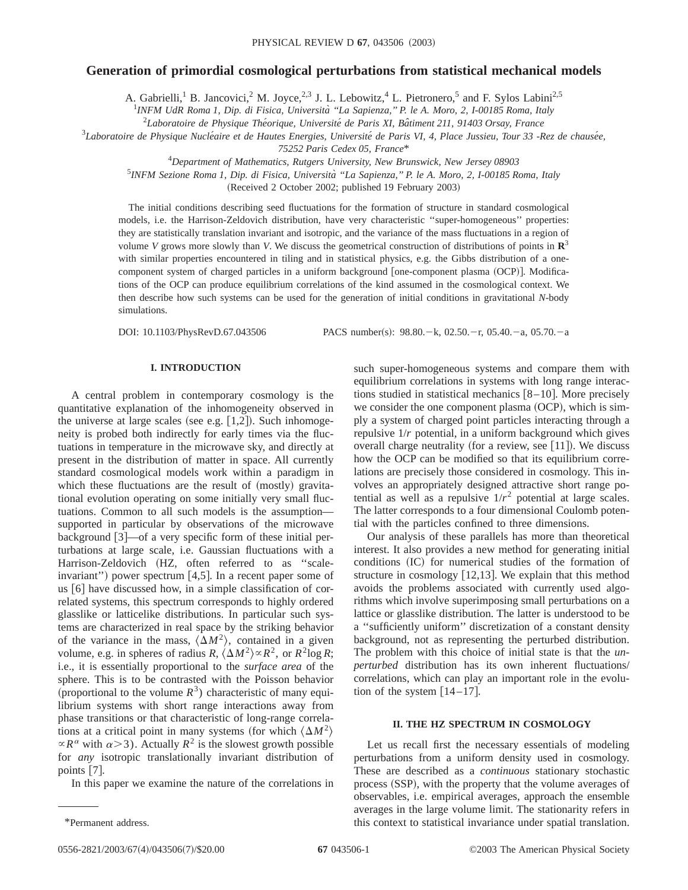# Generation of primordial cosmological perturbations from statistical mechanical models

A. Gabrielli,[1] B. Jancovici,[2] M. Joyce,[2,3] J. L. Lebowitz,[4] L. Pietronero,[5] and F. Sylos Labini[2,5]

[1]*INFM UdR Roma 1, Dip. di Fisica, Università "La Sapienza," P. le A. Moro, 2, I-00185 Roma, Italy*

[2]*Laboratoire de Physique Théorique, Université de Paris XI, Bâtiment 211, 91403 Orsay, France*

[3]*Laboratoire de Physique Nucléaire et de Hautes Energies, Université de Paris VI, 4, Place Jussieu, Tour 33 -Rez de chausée, 75252 Paris Cedex 05, France**

[4]*Department of Mathematics, Rutgers University, New Brunswick, New Jersey 08903*

[5]*INFM Sezione Roma 1, Dip. di Fisica, Università "La Sapienza," P. le A. Moro, 2, I-00185 Roma, Italy*

(Received 2 October 2002; published 19 February 2003)

The initial conditions describing seed fluctuations for the formation of structure in standard cosmological models, i.e. the Harrison-Zeldovich distribution, have very characteristic "super-homogeneous" properties: they are statistically translation invariant and isotropic, and the variance of the mass fluctuations in a region of volume $V$ grows more slowly than $V$. We discuss the geometrical construction of distributions of points in $\mathbf{R}^3$ with similar properties encountered in tiling and in statistical physics, e.g. the Gibbs distribution of a one-component system of charged particles in a uniform background [one-component plasma (OCP)]. Modifications of the OCP can produce equilibrium correlations of the kind assumed in the cosmological context. We then describe how such systems can be used for the generation of initial conditions in gravitational $N$-body simulations.

DOI: 10.1103/PhysRevD.67.043506 PACS number(s): 98.80.−k, 02.50.−r, 05.40.−a, 05.70.−a

## I. INTRODUCTION

A central problem in contemporary cosmology is the quantitative explanation of the inhomogeneity observed in the universe at large scales (see e.g. [1,2]). Such inhomogeneity is probed both indirectly for early times via the fluctuations in temperature in the microwave sky, and directly at present in the distribution of matter in space. All currently standard cosmological models work within a paradigm in which these fluctuations are the result of (mostly) gravitational evolution operating on some initially very small fluctuations. Common to all such models is the assumption—supported in particular by observations of the microwave background [3]—of a very specific form of these initial perturbations at large scale, i.e. Gaussian fluctuations with a Harrison-Zeldovich (HZ, often referred to as "scale-invariant") power spectrum [4,5]. In a recent paper some of us [6] have discussed how, in a simple classification of correlated systems, this spectrum corresponds to highly ordered glasslike or latticelike distributions. In particular such systems are characterized in real space by the striking behavior of the variance in the mass, $\langle \Delta M^2 \rangle$, contained in a given volume, e.g. in spheres of radius $R$, $\langle \Delta M^2 \rangle \propto R^2$, or $R^2 \log R$; i.e., it is essentially proportional to the *surface area* of the sphere. This is to be contrasted with the Poisson behavior (proportional to the volume $R^3$) characteristic of many equilibrium systems with short range interactions away from phase transitions or that characteristic of long-range correlations at a critical point in many systems (for which $\langle \Delta M^2 \rangle \propto R^\alpha$ with $\alpha > 3$). Actually $R^2$ is the slowest growth possible for *any* isotropic translationally invariant distribution of points [7].

In this paper we examine the nature of the correlations in such super-homogeneous systems and compare them with equilibrium correlations in systems with long range interactions studied in statistical mechanics [8–10]. More precisely we consider the one component plasma (OCP), which is simply a system of charged point particles interacting through a repulsive $1/r$ potential, in a uniform background which gives overall charge neutrality (for a review, see [11]). We discuss how the OCP can be modified so that its equilibrium correlations are precisely those considered in cosmology. This involves an appropriately designed attractive short range potential as well as a repulsive $1/r^2$ potential at large scales. The latter corresponds to a four dimensional Coulomb potential with the particles confined to three dimensions.

Our analysis of these parallels has more than theoretical interest. It also provides a new method for generating initial conditions (IC) for numerical studies of the formation of structure in cosmology [12,13]. We explain that this method avoids the problems associated with currently used algorithms which involve superimposing small perturbations on a lattice or glasslike distribution. The latter is understood to be a "sufficiently uniform" discretization of a constant density background, not as representing the perturbed distribution. The problem with this choice of initial state is that the *unperturbed* distribution has its own inherent fluctuations/correlations, which can play an important role in the evolution of the system [14–17].

## II. THE HZ SPECTRUM IN COSMOLOGY

Let us recall first the necessary essentials of modeling perturbations from a uniform density used in cosmology. These are described as a *continuous* stationary stochastic process (SSP), with the property that the volume averages of observables, i.e. empirical averages, approach the ensemble averages in the large volume limit. The stationarity refers in this context to statistical invariance under spatial translation.

*Permanent address.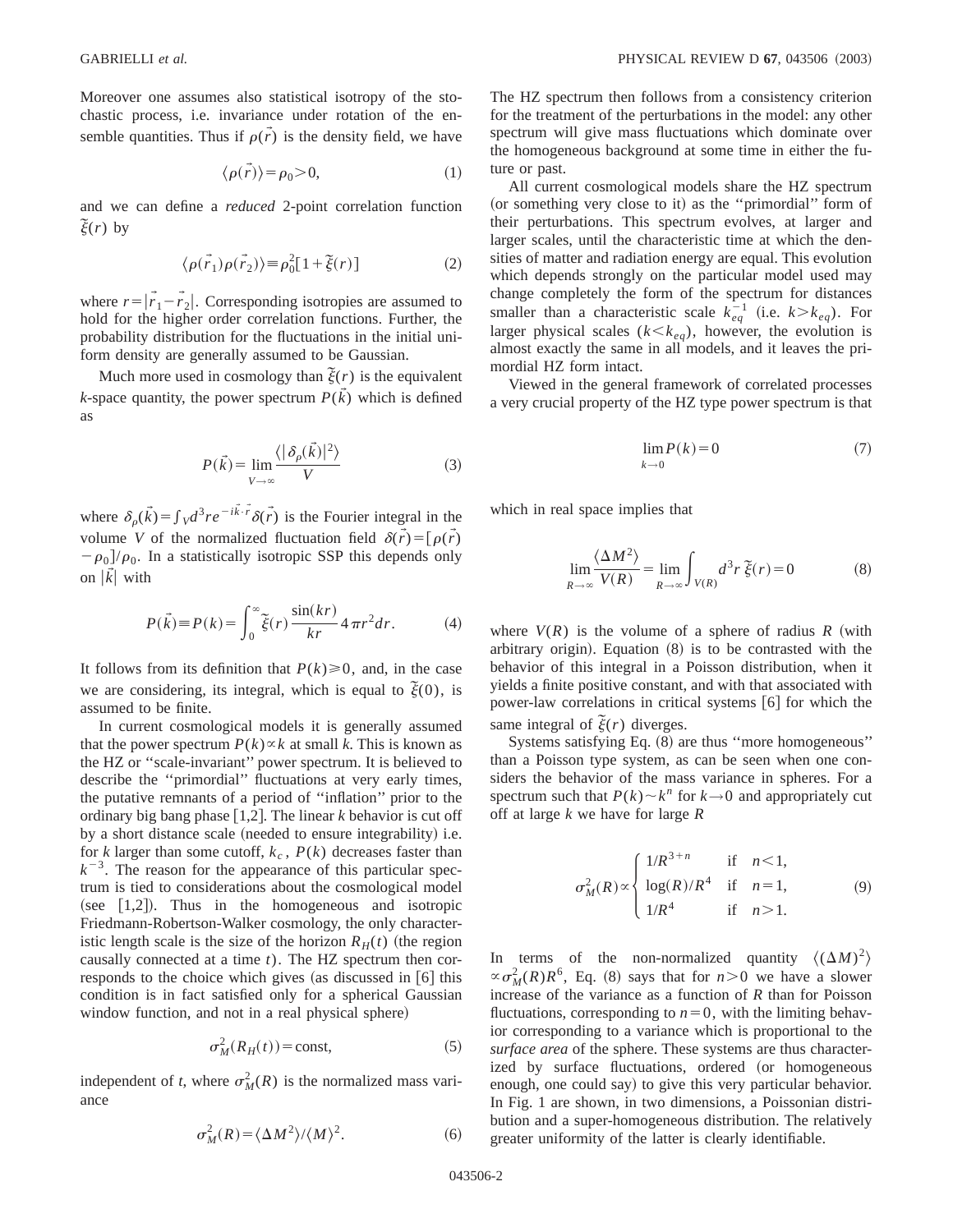Moreover one assumes also statistical isotropy of the stochastic process, i.e. invariance under rotation of the ensemble quantities. Thus if $\rho(\vec{r})$ is the density field, we have

$$\langle \rho(\vec{r}) \rangle = \rho_0 > 0, \tag{1}$$

and we can define a *reduced* 2-point correlation function $\tilde{\xi}(r)$ by

$$\langle \rho(\vec{r}_1)\rho(\vec{r}_2) \rangle \equiv \rho_0^2 [1 + \tilde{\xi}(r)] \tag{2}$$

where $r = |\vec{r}_1 - \vec{r}_2|$. Corresponding isotropies are assumed to hold for the higher order correlation functions. Further, the probability distribution for the fluctuations in the initial uniform density are generally assumed to be Gaussian.

Much more used in cosmology than $\tilde{\xi}(r)$ is the equivalent $k$-space quantity, the power spectrum $P(\vec{k})$ which is defined as

$$P(\vec{k}) = \lim_{V \to \infty} \frac{\langle |\delta_\rho(\vec{k})|^2 \rangle}{V} \tag{3}$$

where $\delta_\rho(\vec{k}) = \int_V d^3 r e^{-i\vec{k}\cdot\vec{r}} \delta(\vec{r})$ is the Fourier integral in the volume $V$ of the normalized fluctuation field $\delta(\vec{r}) = [\rho(\vec{r}) - \rho_0]/\rho_0$. In a statistically isotropic SSP this depends only on $|\vec{k}|$ with

$$P(\vec{k}) \equiv P(k) = \int_0^\infty \tilde{\xi}(r) \frac{\sin(kr)}{kr} 4\pi r^2 dr. \tag{4}$$

It follows from its definition that $P(k) \geq 0$, and, in the case we are considering, its integral, which is equal to $\tilde{\xi}(0)$, is assumed to be finite.

In current cosmological models it is generally assumed that the power spectrum $P(k) \propto k$ at small $k$. This is known as the HZ or "scale-invariant" power spectrum. It is believed to describe the "primordial" fluctuations at very early times, the putative remnants of a period of "inflation" prior to the ordinary big bang phase [1,2]. The linear $k$ behavior is cut off by a short distance scale (needed to ensure integrability) i.e. for $k$ larger than some cutoff, $k_c$, $P(k)$ decreases faster than $k^{-3}$. The reason for the appearance of this particular spectrum is tied to considerations about the cosmological model (see [1,2]). Thus in the homogeneous and isotropic Friedmann-Robertson-Walker cosmology, the only characteristic length scale is the size of the horizon $R_H(t)$ (the region causally connected at a time $t$). The HZ spectrum then corresponds to the choice which gives (as discussed in [6] this condition is in fact satisfied only for a spherical Gaussian window function, and not in a real physical sphere)

$$\sigma_M^2(R_H(t)) = \text{const}, \tag{5}$$

independent of $t$, where $\sigma_M^2(R)$ is the normalized mass variance

$$\sigma_M^2(R) = \langle \Delta M^2 \rangle / \langle M \rangle^2. \tag{6}$$

The HZ spectrum then follows from a consistency criterion for the treatment of the perturbations in the model: any other spectrum will give mass fluctuations which dominate over the homogeneous background at some time in either the future or past.

All current cosmological models share the HZ spectrum (or something very close to it) as the "primordial" form of their perturbations. This spectrum evolves, at larger and larger scales, until the characteristic time at which the densities of matter and radiation energy are equal. This evolution which depends strongly on the particular model used may change completely the form of the spectrum for distances smaller than a characteristic scale $k_{eq}^{-1}$ (i.e. $k > k_{eq}$). For larger physical scales ($k < k_{eq}$), however, the evolution is almost exactly the same in all models, and it leaves the primordial HZ form intact.

Viewed in the general framework of correlated processes a very crucial property of the HZ type power spectrum is that

$$\lim_{k \to 0} P(k) = 0 \tag{7}$$

which in real space implies that

$$\lim_{R \to \infty} \frac{\langle \Delta M^2 \rangle}{V(R)} = \lim_{R \to \infty} \int_{V(R)} d^3 r\, \tilde{\xi}(r) = 0 \tag{8}$$

where $V(R)$ is the volume of a sphere of radius $R$ (with arbitrary origin). Equation (8) is to be contrasted with the behavior of this integral in a Poisson distribution, when it yields a finite positive constant, and with that associated with power-law correlations in critical systems [6] for which the same integral of $\tilde{\xi}(r)$ diverges.

Systems satisfying Eq. (8) are thus "more homogeneous" than a Poisson type system, as can be seen when one considers the behavior of the mass variance in spheres. For a spectrum such that $P(k) \sim k^n$ for $k \to 0$ and appropriately cut off at large $k$ we have for large $R$

$$\sigma_M^2(R) \propto \begin{cases} 1/R^{3+n} & \text{if} \quad n < 1, \\ \log(R)/R^4 & \text{if} \quad n = 1, \\ 1/R^4 & \text{if} \quad n > 1. \end{cases} \tag{9}$$

In terms of the non-normalized quantity $\langle (\Delta M)^2 \rangle \propto \sigma_M^2(R) R^6$, Eq. (8) says that for $n > 0$ we have a slower increase of the variance as a function of $R$ than for Poisson fluctuations, corresponding to $n = 0$, with the limiting behavior corresponding to a variance which is proportional to the *surface area* of the sphere. These systems are thus characterized by surface fluctuations, ordered (or homogeneous enough, one could say) to give this very particular behavior. In Fig. 1 are shown, in two dimensions, a Poissonian distribution and a super-homogeneous distribution. The relatively greater uniformity of the latter is clearly identifiable.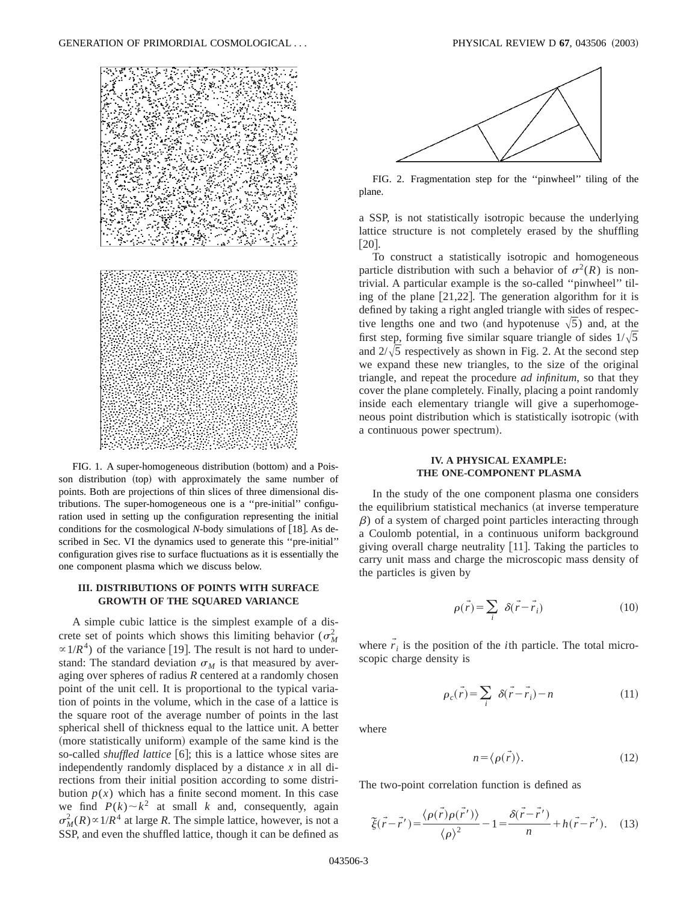FIG. 1. A super-homogeneous distribution (bottom) and a Poisson distribution (top) with approximately the same number of points. Both are projections of thin slices of three dimensional distributions. The super-homogeneous one is a ''pre-initial'' configuration used in setting up the configuration representing the initial conditions for the cosmological *N*-body simulations of [18]. As described in Sec. VI the dynamics used to generate this ''pre-initial'' configuration gives rise to surface fluctuations as it is essentially the one component plasma which we discuss below.

## III. DISTRIBUTIONS OF POINTS WITH SURFACE GROWTH OF THE SQUARED VARIANCE

A simple cubic lattice is the simplest example of a discrete set of points which shows this limiting behavior ($\sigma_M^2 \propto 1/R^4$) of the variance [19]. The result is not hard to understand: The standard deviation $\sigma_M$ is that measured by averaging over spheres of radius $R$ centered at a randomly chosen point of the unit cell. It is proportional to the typical variation of points in the volume, which in the case of a lattice is the square root of the average number of points in the last spherical shell of thickness equal to the lattice unit. A better (more statistically uniform) example of the same kind is the so-called *shuffled lattice* [6]; this is a lattice whose sites are independently randomly displaced by a distance $x$ in all directions from their initial position according to some distribution $p(x)$ which has a finite second moment. In this case we find $P(k) \sim k^2$ at small $k$ and, consequently, again $\sigma_M^2(R) \propto 1/R^4$ at large $R$. The simple lattice, however, is not a SSP, and even the shuffled lattice, though it can be defined as a SSP, is not statistically isotropic because the underlying lattice structure is not completely erased by the shuffling [20].

FIG. 2. Fragmentation step for the ''pinwheel'' tiling of the plane.

To construct a statistically isotropic and homogeneous particle distribution with such a behavior of $\sigma^2(R)$ is nontrivial. A particular example is the so-called ''pinwheel'' tiling of the plane [21,22]. The generation algorithm for it is defined by taking a right angled triangle with sides of respective lengths one and two (and hypotenuse $\sqrt{5}$) and, at the first step, forming five similar square triangle of sides $1/\sqrt{5}$ and $2/\sqrt{5}$ respectively as shown in Fig. 2. At the second step we expand these new triangles, to the size of the original triangle, and repeat the procedure *ad infinitum*, so that they cover the plane completely. Finally, placing a point randomly inside each elementary triangle will give a superhomogeneous point distribution which is statistically isotropic (with a continuous power spectrum).

## IV. A PHYSICAL EXAMPLE: THE ONE-COMPONENT PLASMA

In the study of the one component plasma one considers the equilibrium statistical mechanics (at inverse temperature $\beta$) of a system of charged point particles interacting through a Coulomb potential, in a continuous uniform background giving overall charge neutrality [11]. Taking the particles to carry unit mass and charge the microscopic mass density of the particles is given by

$$\rho(\vec{r}) = \sum_i \delta(\vec{r} - \vec{r}_i) \tag{10}$$

where $\vec{r}_i$ is the position of the $i$th particle. The total microscopic charge density is

$$\rho_c(\vec{r}) = \sum_i \delta(\vec{r} - \vec{r}_i) - n \tag{11}$$

where

$$n = \langle \rho(\vec{r}) \rangle. \tag{12}$$

The two-point correlation function is defined as

$$\tilde{\xi}(\vec{r} - \vec{r}\,') = \frac{\langle \rho(\vec{r}) \rho(\vec{r}\,') \rangle}{\langle \rho \rangle^2} - 1 = \frac{\delta(\vec{r} - \vec{r}\,')}{n} + h(\vec{r} - \vec{r}\,'). \tag{13}$$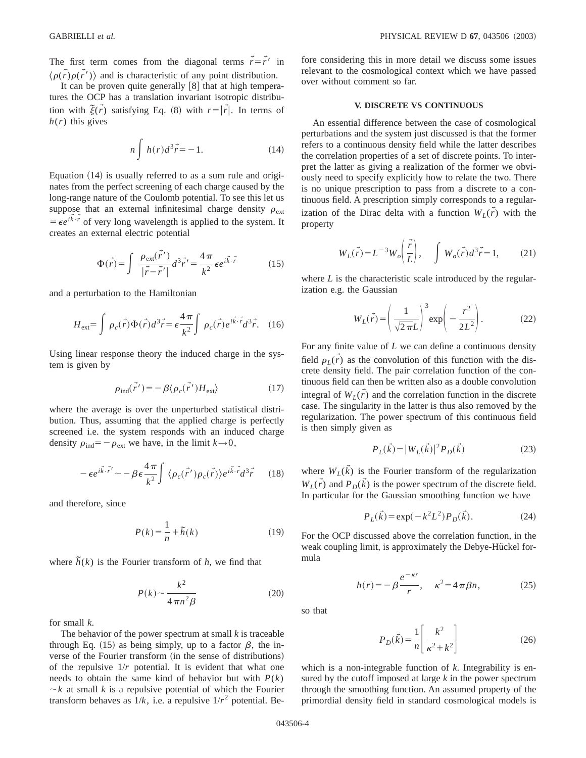The first term comes from the diagonal terms $\vec{r}=\vec{r}'$ in $\langle \rho(\vec{r})\rho(\vec{r}')\rangle$ and is characteristic of any point distribution.

It can be proven quite generally [8] that at high temperatures the OCP has a translation invariant isotropic distribution with $\tilde{\xi}(\vec{r})$ satisfying Eq. (8) with $r=|\vec{r}|$. In terms of $h(r)$ this gives

$$n\int h(r)d^3\vec{r}=-1. \tag{14}$$

Equation (14) is usually referred to as a sum rule and originates from the perfect screening of each charge caused by the long-range nature of the Coulomb potential. To see this let us suppose that an external infinitesimal charge density $\rho_{\text{ext}} = \epsilon e^{i\vec{k}\cdot\vec{r}}$ of very long wavelength is applied to the system. It creates an external electric potential

$$\Phi(\vec{r})=\int \frac{\rho_{\text{ext}}(\vec{r}')}{|\vec{r}-\vec{r}'|}d^3\vec{r}'=\frac{4\pi}{k^2}\epsilon e^{i\vec{k}\cdot\vec{r}} \tag{15}$$

and a perturbation to the Hamiltonian

$$H_{\text{ext}}=\int \rho_c(\vec{r})\Phi(\vec{r})d^3\vec{r}=\epsilon\frac{4\pi}{k^2}\int \rho_c(\vec{r})e^{i\vec{k}\cdot\vec{r}}d^3\vec{r}. \tag{16}$$

Using linear response theory the induced charge in the system is given by

$$\rho_{\text{ind}}(\vec{r}')=-\beta\langle \rho_c(\vec{r}')H_{\text{ext}}\rangle \tag{17}$$

where the average is over the unperturbed statistical distribution. Thus, assuming that the applied charge is perfectly screened i.e. the system responds with an induced charge density $\rho_{\text{ind}}=-\rho_{\text{ext}}$ we have, in the limit $k\to 0$,

$$-\epsilon e^{i\vec{k}\cdot\vec{r}'}\sim -\beta\epsilon\frac{4\pi}{k^2}\int \langle \rho_c(\vec{r}')\rho_c(\vec{r})\rangle e^{i\vec{k}\cdot\vec{r}}d^3\vec{r} \tag{18}$$

and therefore, since

$$P(k)=\frac{1}{n}+\tilde{h}(k) \tag{19}$$

where $\tilde{h}(k)$ is the Fourier transform of $h$, we find that

$$P(k)\sim \frac{k^2}{4\pi n^2\beta} \tag{20}$$

for small $k$.

The behavior of the power spectrum at small $k$ is traceable through Eq. (15) as being simply, up to a factor $\beta$, the inverse of the Fourier transform (in the sense of distributions) of the repulsive $1/r$ potential. It is evident that what one needs to obtain the same kind of behavior but with $P(k)\sim k$ at small $k$ is a repulsive potential of which the Fourier transform behaves as $1/k$, i.e. a repulsive $1/r^2$ potential. Before considering this in more detail we discuss some issues relevant to the cosmological context which we have passed over without comment so far.

## V. DISCRETE VS CONTINUOUS

An essential difference between the case of cosmological perturbations and the system just discussed is that the former refers to a continuous density field while the latter describes the correlation properties of a set of discrete points. To interpret the latter as giving a realization of the former we obviously need to specify explicitly how to relate the two. There is no unique prescription to pass from a discrete to a continuous field. A prescription simply corresponds to a regularization of the Dirac delta with a function $W_L(\vec{r})$ with the property

$$W_L(\vec{r})=L^{-3}W_o\left(\frac{\vec{r}}{L}\right), \quad \int W_o(\vec{r})d\vec{r}=1, \tag{21}$$

where $L$ is the characteristic scale introduced by the regularization e.g. the Gaussian

$$W_L(\vec{r})=\left(\frac{1}{\sqrt{2\pi}L}\right)^3\exp\left(-\frac{r^2}{2L^2}\right). \tag{22}$$

For any finite value of $L$ we can define a continuous density field $\rho_L(\vec{r})$ as the convolution of this function with the discrete density field. The pair correlation function of the continuous field can then be written also as a double convolution integral of $W_L(\vec{r})$ and the correlation function in the discrete case. The singularity in the latter is thus also removed by the regularization. The power spectrum of this continuous field is then simply given as

$$P_L(\vec{k})=|W_L(\vec{k})|^2P_D(\vec{k}) \tag{23}$$

where $W_L(\vec{k})$ is the Fourier transform of the regularization $W_L(\vec{r})$ and $P_D(\vec{k})$ is the power spectrum of the discrete field. In particular for the Gaussian smoothing function we have

$$P_L(\vec{k})=\exp(-k^2L^2)P_D(\vec{k}). \tag{24}$$

For the OCP discussed above the correlation function, in the weak coupling limit, is approximately the Debye-Hückel formula

$$h(r)=-\beta\frac{e^{-\kappa r}}{r}, \quad \kappa^2=4\pi\beta n, \tag{25}$$

so that

$$P_D(\vec{k})=\frac{1}{n}\left[\frac{k^2}{\kappa^2+k^2}\right] \tag{26}$$

which is a non-integrable function of $k$. Integrability is ensured by the cutoff imposed at large $k$ in the power spectrum through the smoothing function. An assumed property of the primordial density field in standard cosmological models is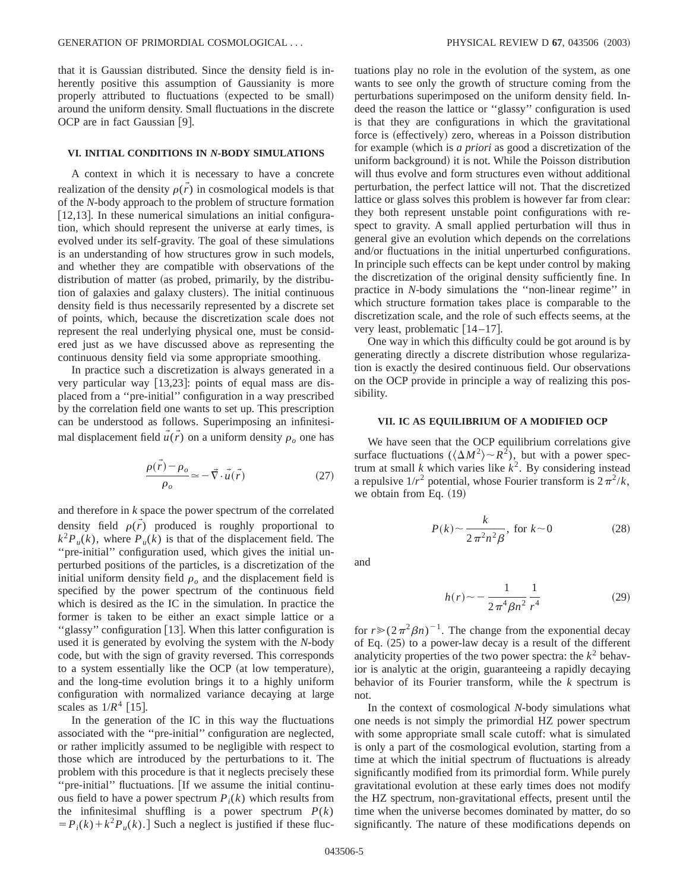that it is Gaussian distributed. Since the density field is inherently positive this assumption of Gaussianity is more properly attributed to fluctuations (expected to be small) around the uniform density. Small fluctuations in the discrete OCP are in fact Gaussian [9].

## VI. INITIAL CONDITIONS IN *N*-BODY SIMULATIONS

A context in which it is necessary to have a concrete realization of the density $\rho(\vec{r})$ in cosmological models is that of the *N*-body approach to the problem of structure formation [12,13]. In these numerical simulations an initial configuration, which should represent the universe at early times, is evolved under its self-gravity. The goal of these simulations is an understanding of how structures grow in such models, and whether they are compatible with observations of the distribution of matter (as probed, primarily, by the distribution of galaxies and galaxy clusters). The initial continuous density field is thus necessarily represented by a discrete set of points, which, because the discretization scale does not represent the real underlying physical one, must be considered just as we have discussed above as representing the continuous density field via some appropriate smoothing.

In practice such a discretization is always generated in a very particular way [13,23]: points of equal mass are displaced from a ''pre-initial'' configuration in a way prescribed by the correlation field one wants to set up. This prescription can be understood as follows. Superimposing an infinitesimal displacement field $\vec{u}(\vec{r})$ on a uniform density $\rho_o$ one has

$$\frac{\rho(\vec{r})-\rho_o}{\rho_o} \simeq -\vec{\nabla}\cdot\vec{u}(\vec{r}) \tag{27}$$

and therefore in $k$ space the power spectrum of the correlated density field $\rho(\vec{r})$ produced is roughly proportional to $k^2 P_u(k)$, where $P_u(k)$ is that of the displacement field. The ''pre-initial'' configuration used, which gives the initial unperturbed positions of the particles, is a discretization of the initial uniform density field $\rho_o$ and the displacement field is specified by the power spectrum of the continuous field which is desired as the IC in the simulation. In practice the former is taken to be either an exact simple lattice or a ''glassy'' configuration [13]. When this latter configuration is used it is generated by evolving the system with the *N*-body code, but with the sign of gravity reversed. This corresponds to a system essentially like the OCP (at low temperature), and the long-time evolution brings it to a highly uniform configuration with normalized variance decaying at large scales as $1/R^4$ [15].

In the generation of the IC in this way the fluctuations associated with the ''pre-initial'' configuration are neglected, or rather implicitly assumed to be negligible with respect to those which are introduced by the perturbations to it. The problem with this procedure is that it neglects precisely these ''pre-initial'' fluctuations. [If we assume the initial continuous field to have a power spectrum $P_i(k)$ which results from the infinitesimal shuffling is a power spectrum $P(k) = P_i(k) + k^2 P_u(k)$.] Such a neglect is justified if these fluctuations play no role in the evolution of the system, as one wants to see only the growth of structure coming from the perturbations superimposed on the uniform density field. Indeed the reason the lattice or ''glassy'' configuration is used is that they are configurations in which the gravitational force is (effectively) zero, whereas in a Poisson distribution for example (which is *a priori* as good a discretization of the uniform background) it is not. While the Poisson distribution will thus evolve and form structures even without additional perturbation, the perfect lattice will not. That the discretized lattice or glass solves this problem is however far from clear: they both represent unstable point configurations with respect to gravity. A small applied perturbation will thus in general give an evolution which depends on the correlations and/or fluctuations in the initial unperturbed configurations. In principle such effects can be kept under control by making the discretization of the original density sufficiently fine. In practice in *N*-body simulations the ''non-linear regime'' in which structure formation takes place is comparable to the discretization scale, and the role of such effects seems, at the very least, problematic [14–17].

One way in which this difficulty could be got around is by generating directly a discrete distribution whose regularization is exactly the desired continuous field. Our observations on the OCP provide in principle a way of realizing this possibility.

## VII. IC AS EQUILIBRIUM OF A MODIFIED OCP

We have seen that the OCP equilibrium correlations give surface fluctuations ($\langle \Delta M^2 \rangle \sim R^2$), but with a power spectrum at small $k$ which varies like $k^2$. By considering instead a repulsive $1/r^2$ potential, whose Fourier transform is $2\pi^2/k$, we obtain from Eq. (19)

$$P(k) \sim \frac{k}{2\pi^2 n^2 \beta}, \text{ for } k \sim 0 \tag{28}$$

and

$$h(r) \sim -\frac{1}{2\pi^4 \beta n^2}\frac{1}{r^4} \tag{29}$$

for $r \gg (2\pi^2 \beta n)^{-1}$. The change from the exponential decay of Eq. (25) to a power-law decay is a result of the different analyticity properties of the two power spectra: the $k^2$ behavior is analytic at the origin, guaranteeing a rapidly decaying behavior of its Fourier transform, while the $k$ spectrum is not.

In the context of cosmological *N*-body simulations what one needs is not simply the primordial HZ power spectrum with some appropriate small scale cutoff: what is simulated is only a part of the cosmological evolution, starting from a time at which the initial spectrum of fluctuations is already significantly modified from its primordial form. While purely gravitational evolution at these early times does not modify the HZ spectrum, non-gravitational effects, present until the time when the universe becomes dominated by matter, do so significantly. The nature of these modifications depends on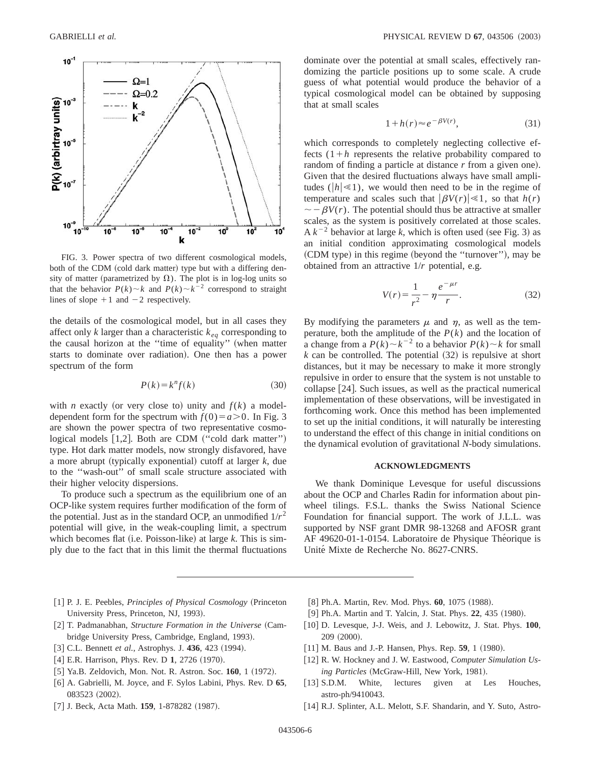FIG. 3. Power spectra of two different cosmological models, both of the CDM (cold dark matter) type but with a differing density of matter (parametrized by $\Omega$). The plot is in log-log units so that the behavior $P(k) \sim k$ and $P(k) \sim k^{-2}$ correspond to straight lines of slope $+1$ and $-2$ respectively.

the details of the cosmological model, but in all cases they affect only $k$ larger than a characteristic $k_{eq}$ corresponding to the causal horizon at the "time of equality" (when matter starts to dominate over radiation). One then has a power spectrum of the form

$$P(k) = k^n f(k) \tag{30}$$

with $n$ exactly (or very close to) unity and $f(k)$ a model-dependent form for the spectrum with $f(0) = a > 0$. In Fig. 3 are shown the power spectra of two representative cosmological models [1,2]. Both are CDM ("cold dark matter") type. Hot dark matter models, now strongly disfavored, have a more abrupt (typically exponential) cutoff at larger $k$, due to the "wash-out" of small scale structure associated with their higher velocity dispersions.

To produce such a spectrum as the equilibrium one of an OCP-like system requires further modification of the form of the potential. Just as in the standard OCP, an unmodified $1/r^2$ potential will give, in the weak-coupling limit, a spectrum which becomes flat (i.e. Poisson-like) at large $k$. This is simply due to the fact that in this limit the thermal fluctuations dominate over the potential at small scales, effectively randomizing the particle positions up to some scale. A crude guess of what potential would produce the behavior of a typical cosmological model can be obtained by supposing that at small scales

$$1 + h(r) \approx e^{-\beta V(r)}, \tag{31}$$

which corresponds to completely neglecting collective effects ($1+h$ represents the relative probability compared to random of finding a particle at distance $r$ from a given one). Given that the desired fluctuations always have small amplitudes ($|h| \ll 1$), we would then need to be in the regime of temperature and scales such that $|\beta V(r)| \ll 1$, so that $h(r) \sim -\beta V(r)$. The potential should thus be attractive at smaller scales, as the system is positively correlated at those scales. A $k^{-2}$ behavior at large $k$, which is often used (see Fig. 3) as an initial condition approximating cosmological models (CDM type) in this regime (beyond the "turnover"), may be obtained from an attractive $1/r$ potential, e.g.

$$V(r) = \frac{1}{r^2} - \eta \frac{e^{-\mu r}}{r}. \tag{32}$$

By modifying the parameters $\mu$ and $\eta$, as well as the temperature, both the amplitude of the $P(k)$ and the location of a change from a $P(k) \sim k^{-2}$ to a behavior $P(k) \sim k$ for small $k$ can be controlled. The potential (32) is repulsive at short distances, but it may be necessary to make it more strongly repulsive in order to ensure that the system is not unstable to collapse [24]. Such issues, as well as the practical numerical implementation of these observations, will be investigated in forthcoming work. Once this method has been implemented to set up the initial conditions, it will naturally be interesting to understand the effect of this change in initial conditions on the dynamical evolution of gravitational $N$-body simulations.

## ACKNOWLEDGMENTS

We thank Dominique Levesque for useful discussions about the OCP and Charles Radin for information about pinwheel tilings. F.S.L. thanks the Swiss National Science Foundation for financial support. The work of J.L.L. was supported by NSF grant DMR 98-13268 and AFOSR grant AF 49620-01-1-0154. Laboratoire de Physique Théorique is Unité Mixte de Recherche No. 8627-CNRS.

[1] P. J. E. Peebles, *Principles of Physical Cosmology* (Princeton University Press, Princeton, NJ, 1993).

[2] T. Padmanabhan, *Structure Formation in the Universe* (Cambridge University Press, Cambridge, England, 1993).

[3] C.L. Bennett *et al.*, Astrophys. J. **436**, 423 (1994).

[4] E.R. Harrison, Phys. Rev. D **1**, 2726 (1970).

[5] Ya.B. Zeldovich, Mon. Not. R. Astron. Soc. **160**, 1 (1972).

[6] A. Gabrielli, M. Joyce, and F. Sylos Labini, Phys. Rev. D **65**, 083523 (2002).

[7] J. Beck, Acta Math. **159**, 1-878282 (1987).

[8] Ph.A. Martin, Rev. Mod. Phys. **60**, 1075 (1988).

[9] Ph.A. Martin and T. Yalcin, J. Stat. Phys. **22**, 435 (1980).

[10] D. Levesque, J-J. Weis, and J. Lebowitz, J. Stat. Phys. **100**, 209 (2000).

[11] M. Baus and J.-P. Hansen, Phys. Rep. **59**, 1 (1980).

[12] R. W. Hockney and J. W. Eastwood, *Computer Simulation Using Particles* (McGraw-Hill, New York, 1981).

[13] S.D.M. White, lectures given at Les Houches, astro-ph/9410043.

[14] R.J. Splinter, A.L. Melott, S.F. Shandarin, and Y. Suto, Astro-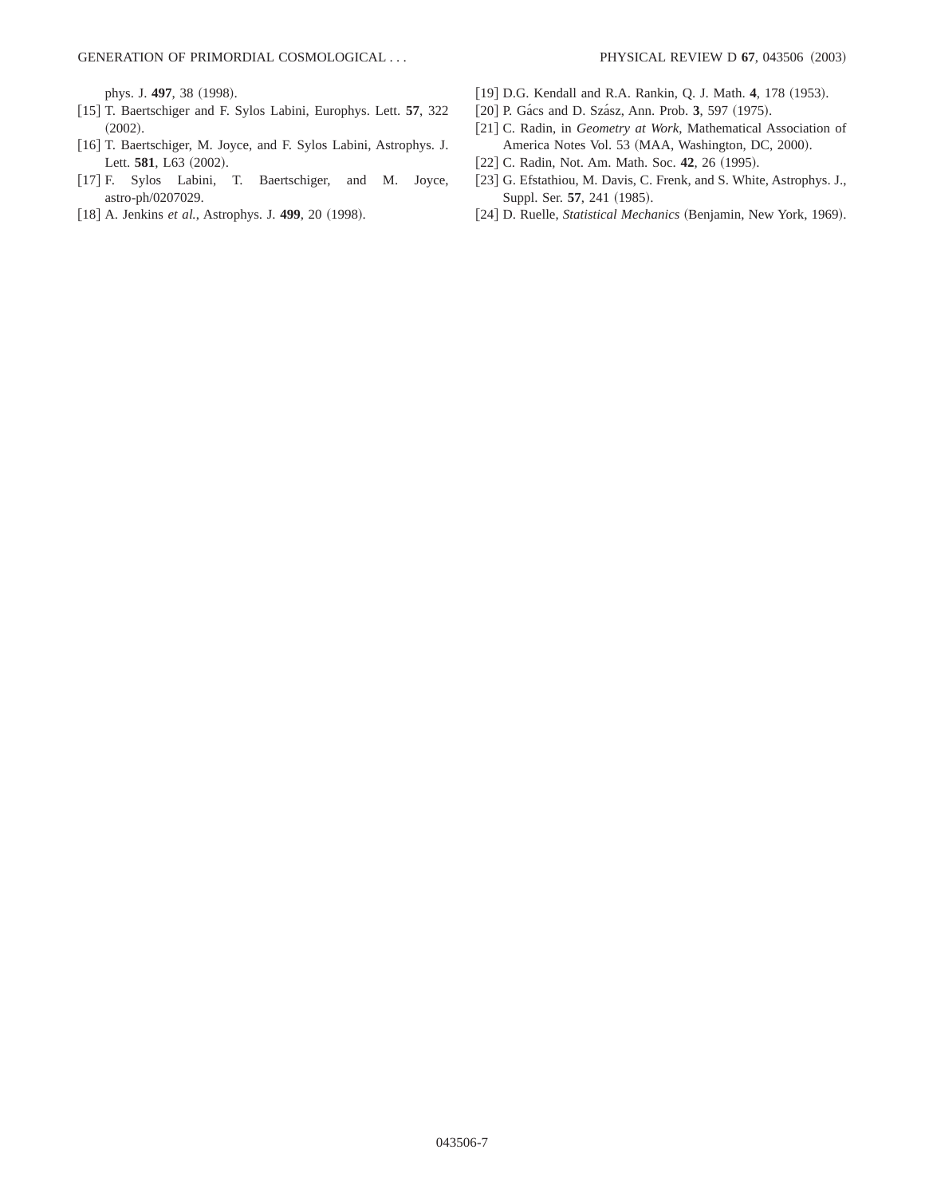phys. J. **497**, 38 (1998).

[15] T. Baertschiger and F. Sylos Labini, Europhys. Lett. **57**, 322 (2002).

[16] T. Baertschiger, M. Joyce, and F. Sylos Labini, Astrophys. J. Lett. **581**, L63 (2002).

[17] F. Sylos Labini, T. Baertschiger, and M. Joyce, astro-ph/0207029.

[18] A. Jenkins *et al.*, Astrophys. J. **499**, 20 (1998).

[19] D.G. Kendall and R.A. Rankin, Q. J. Math. **4**, 178 (1953).

[20] P. Gács and D. Szász, Ann. Prob. **3**, 597 (1975).

[21] C. Radin, in *Geometry at Work*, Mathematical Association of America Notes Vol. 53 (MAA, Washington, DC, 2000).

[22] C. Radin, Not. Am. Math. Soc. **42**, 26 (1995).

[23] G. Efstathiou, M. Davis, C. Frenk, and S. White, Astrophys. J., Suppl. Ser. **57**, 241 (1985).

[24] D. Ruelle, *Statistical Mechanics* (Benjamin, New York, 1969).